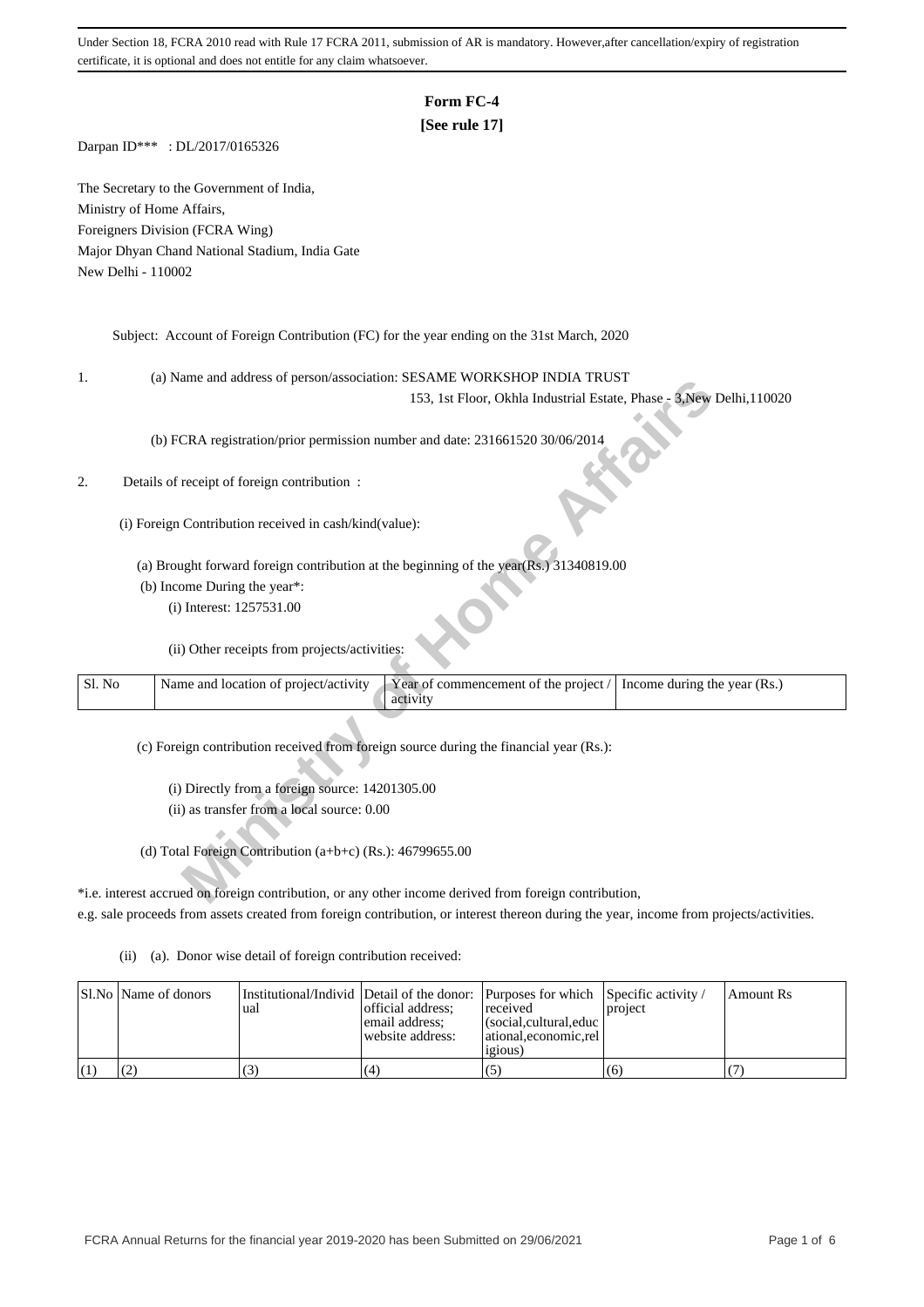Under Section 18, FCRA 2010 read with Rule 17 FCRA 2011, submission of AR is mandatory. However,after cancellation/expiry of registration certificate, it is optional and does not entitle for any claim whatsoever.

# Form FC-4

**[See rule 17]**

Darpan ID*** : DL/2017/0165326

The Secretary to the Government of India,
Ministry of Home Affairs,
Foreigners Division (FCRA Wing)
Major Dhyan Chand National Stadium, India Gate
New Delhi - 110002

Subject: Account of Foreign Contribution (FC) for the year ending on the 31st March, 2020

1. (a) Name and address of person/association: SESAME WORKSHOP INDIA TRUST
153, 1st Floor, Okhla Industrial Estate, Phase - 3,New Delhi,110020

(b) FCRA registration/prior permission number and date: 231661520 30/06/2014

2. Details of receipt of foreign contribution :

(i) Foreign Contribution received in cash/kind(value):

(a) Brought forward foreign contribution at the beginning of the year(Rs.) 31340819.00

(b) Income During the year*:

(i) Interest: 1257531.00

(ii) Other receipts from projects/activities:

| Sl. No | Name and location of project/activity | Year of commencement of the project / activity | Income during the year (Rs.) |
|---|---|---|---|

(c) Foreign contribution received from foreign source during the financial year (Rs.):

(i) Directly from a foreign source: 14201305.00

(ii) as transfer from a local source: 0.00

(d) Total Foreign Contribution (a+b+c) (Rs.): 46799655.00

*i.e. interest accrued on foreign contribution, or any other income derived from foreign contribution,
e.g. sale proceeds from assets created from foreign contribution, or interest thereon during the year, income from projects/activities.

(ii) (a). Donor wise detail of foreign contribution received:

| Sl.No | Name of donors | Institutional/Individual | Detail of the donor: official address; email address; website address: | Purposes for which received (social,cultural,educational,economic,religious) | Specific activity / project | Amount Rs |
|---|---|---|---|---|---|---|
| (1) | (2) | (3) | (4) | (5) | (6) | (7) |

FCRA Annual Returns for the financial year 2019-2020 has been Submitted on 29/06/2021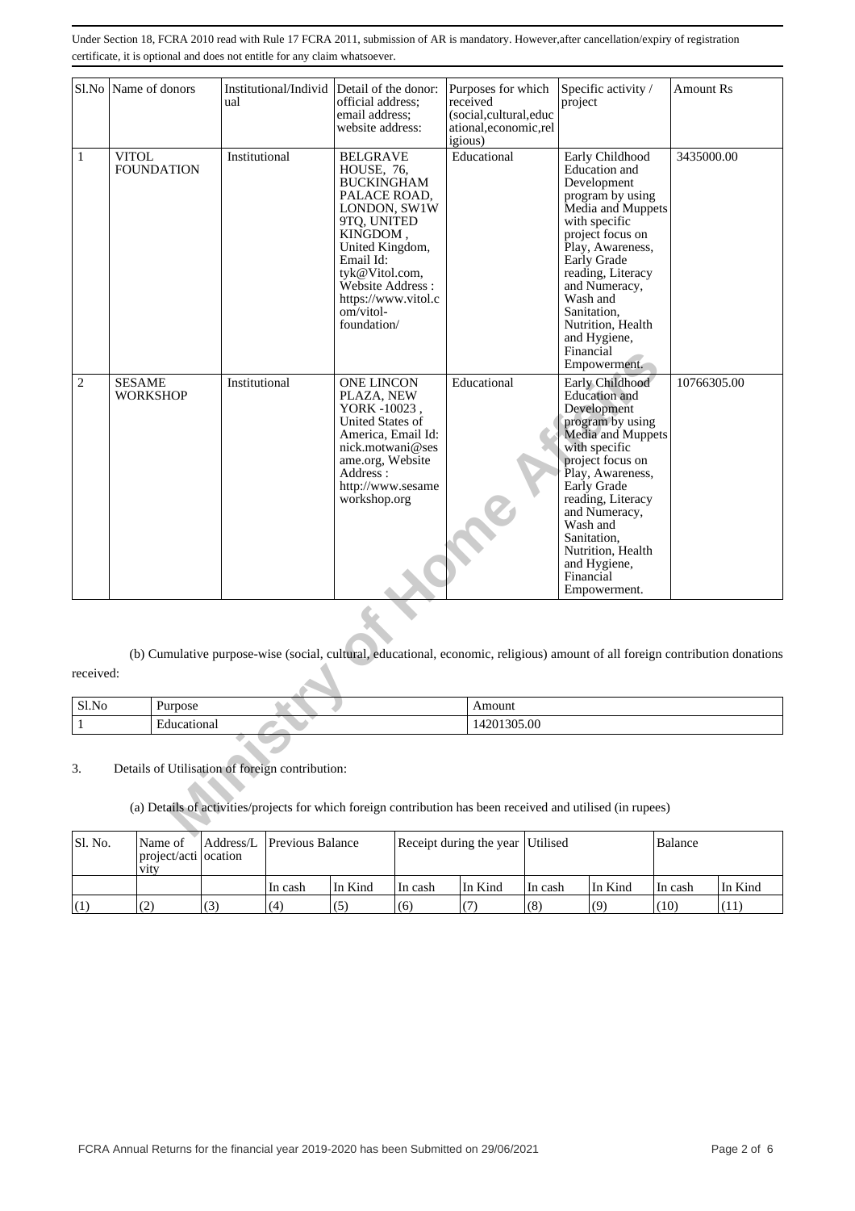Under Section 18, FCRA 2010 read with Rule 17 FCRA 2011, submission of AR is mandatory. However,after cancellation/expiry of registration certificate, it is optional and does not entitle for any claim whatsoever.

| Sl.No | Name of donors | Institutional/Individual | Detail of the donor: official address; email address; website address: | Purposes for which received (social,cultural,educational,economic,religious) | Specific activity / project | Amount Rs |
|---|---|---|---|---|---|---|
| 1 | VITOL FOUNDATION | Institutional | BELGRAVE HOUSE, 76, BUCKINGHAM PALACE ROAD, LONDON, SW1W 9TQ, UNITED KINGDOM , United Kingdom, Email Id: tyk@Vitol.com, Website Address : https://www.vitol.com/vitol-foundation/ | Educational | Early Childhood Education and Development program by using Media and Muppets with specific project focus on Play, Awareness, Early Grade reading, Literacy and Numeracy, Wash and Sanitation, Nutrition, Health and Hygiene, Financial Empowerment. | 3435000.00 |
| 2 | SESAME WORKSHOP | Institutional | ONE LINCON PLAZA, NEW YORK -10023 , United States of America, Email Id: nick.motwani@sesame.org, Website Address : http://www.sesameworkshop.org | Educational | Early Childhood Education and Development program by using Media and Muppets with specific project focus on Play, Awareness, Early Grade reading, Literacy and Numeracy, Wash and Sanitation, Nutrition, Health and Hygiene, Financial Empowerment. | 10766305.00 |

(b) Cumulative purpose-wise (social, cultural, educational, economic, religious) amount of all foreign contribution donations received:

| Sl.No | Purpose | Amount |
|---|---|---|
| 1 | Educational | 14201305.00 |

3. Details of Utilisation of foreign contribution:

(a) Details of activities/projects for which foreign contribution has been received and utilised (in rupees)

| Sl. No. | Name of project/activity | Address/Location | Previous Balance | | Receipt during the year | | Utilised | | Balance | |
|---|---|---|---|---|---|---|---|---|---|---|
| | | | In cash | In Kind | In cash | In Kind | In cash | In Kind | In cash | In Kind |
| (1) | (2) | (3) | (4) | (5) | (6) | (7) | (8) | (9) | (10) | (11) |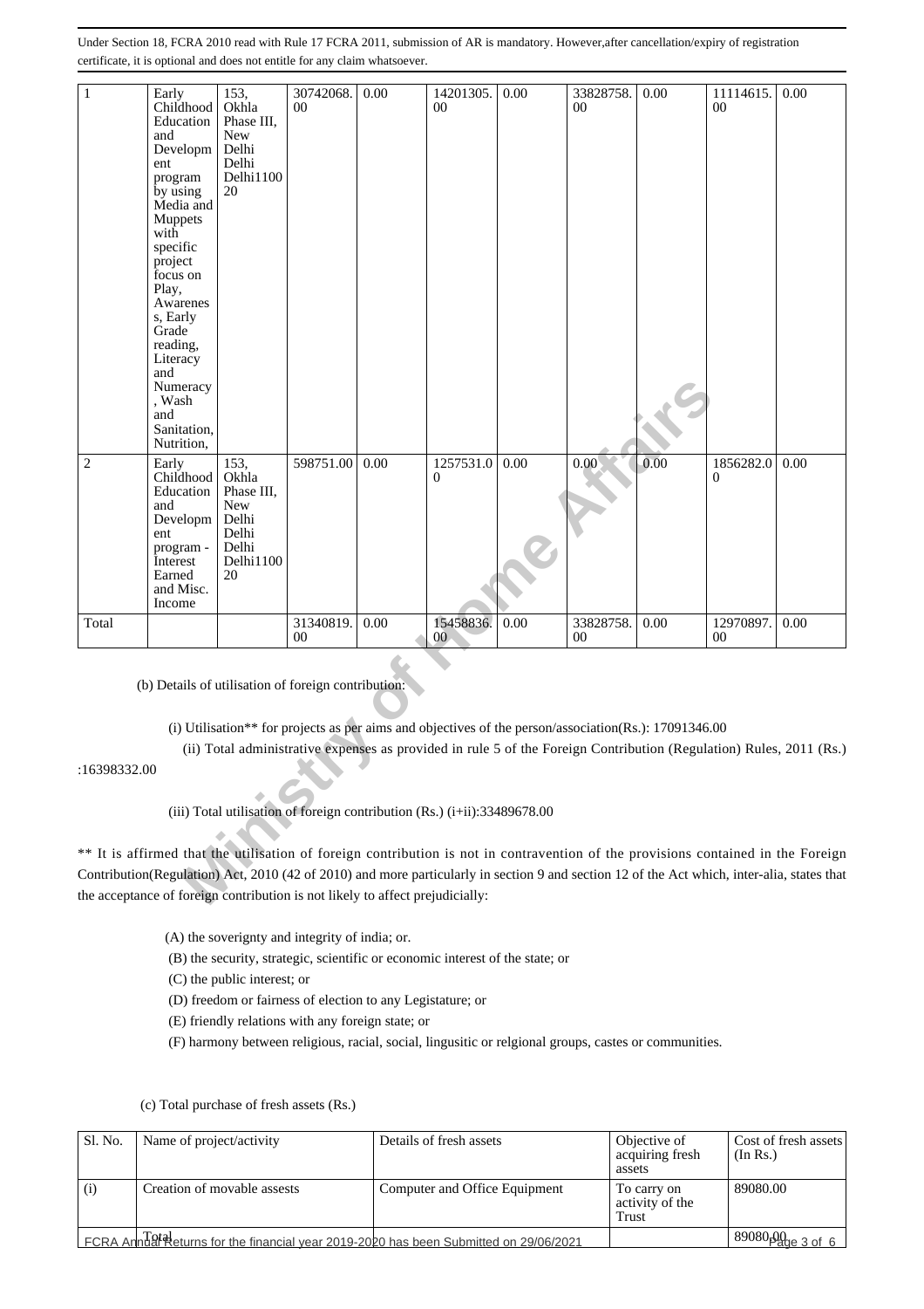Under Section 18, FCRA 2010 read with Rule 17 FCRA 2011, submission of AR is mandatory. However,after cancellation/expiry of registration certificate, it is optional and does not entitle for any claim whatsoever.

| 1 | Early Childhood Education and Development program by using Media and Muppets with specific project focus on Play, Awareness, Early Grade reading, Literacy and Numeracy, Wash and Sanitation, Nutrition, | 153, Okhla Phase III, New Delhi Delhi Delhi110020 | 30742068.00 | 0.00 | 14201305.00 | 0.00 | 33828758.00 | 0.00 | 11114615.00 | 0.00 |
|---|---|---|---|---|---|---|---|---|---|---|
| 2 | Early Childhood Education and Development program - Interest Earned and Misc. Income | 153, Okhla Phase III, New Delhi Delhi Delhi110020 | 598751.00 | 0.00 | 1257531.00 | 0.00 | 0.00 | 0.00 | 1856282.00 | 0.00 |
| Total | | | 31340819.00 | 0.00 | 15458836.00 | 0.00 | 33828758.00 | 0.00 | 12970897.00 | 0.00 |

(b) Details of utilisation of foreign contribution:

(i) Utilisation** for projects as per aims and objectives of the person/association(Rs.): 17091346.00

(ii) Total administrative expenses as provided in rule 5 of the Foreign Contribution (Regulation) Rules, 2011 (Rs.) :16398332.00

(iii) Total utilisation of foreign contribution (Rs.) (i+ii):33489678.00

** It is affirmed that the utilisation of foreign contribution is not in contravention of the provisions contained in the Foreign Contribution(Regulation) Act, 2010 (42 of 2010) and more particularly in section 9 and section 12 of the Act which, inter-alia, states that the acceptance of foreign contribution is not likely to affect prejudicially:

(A) the soverignty and integrity of india; or.

(B) the security, strategic, scientific or economic interest of the state; or

(C) the public interest; or

(D) freedom or fairness of election to any Legistature; or

(E) friendly relations with any foreign state; or

(F) harmony between religious, racial, social, lingusitic or relgional groups, castes or communities.

(c) Total purchase of fresh assets (Rs.)

| Sl. No. | Name of project/activity | Details of fresh assets | Objective of acquiring fresh assets | Cost of fresh assets (In Rs.) |
|---|---|---|---|---|
| (i) | Creation of movable assests | Computer and Office Equipment | To carry on activity of the Trust | 89080.00 |
| Total | | | | 89080.00 |

FCRA Annual Returns for the financial year 2019-2020 has been Submitted on 29/06/2021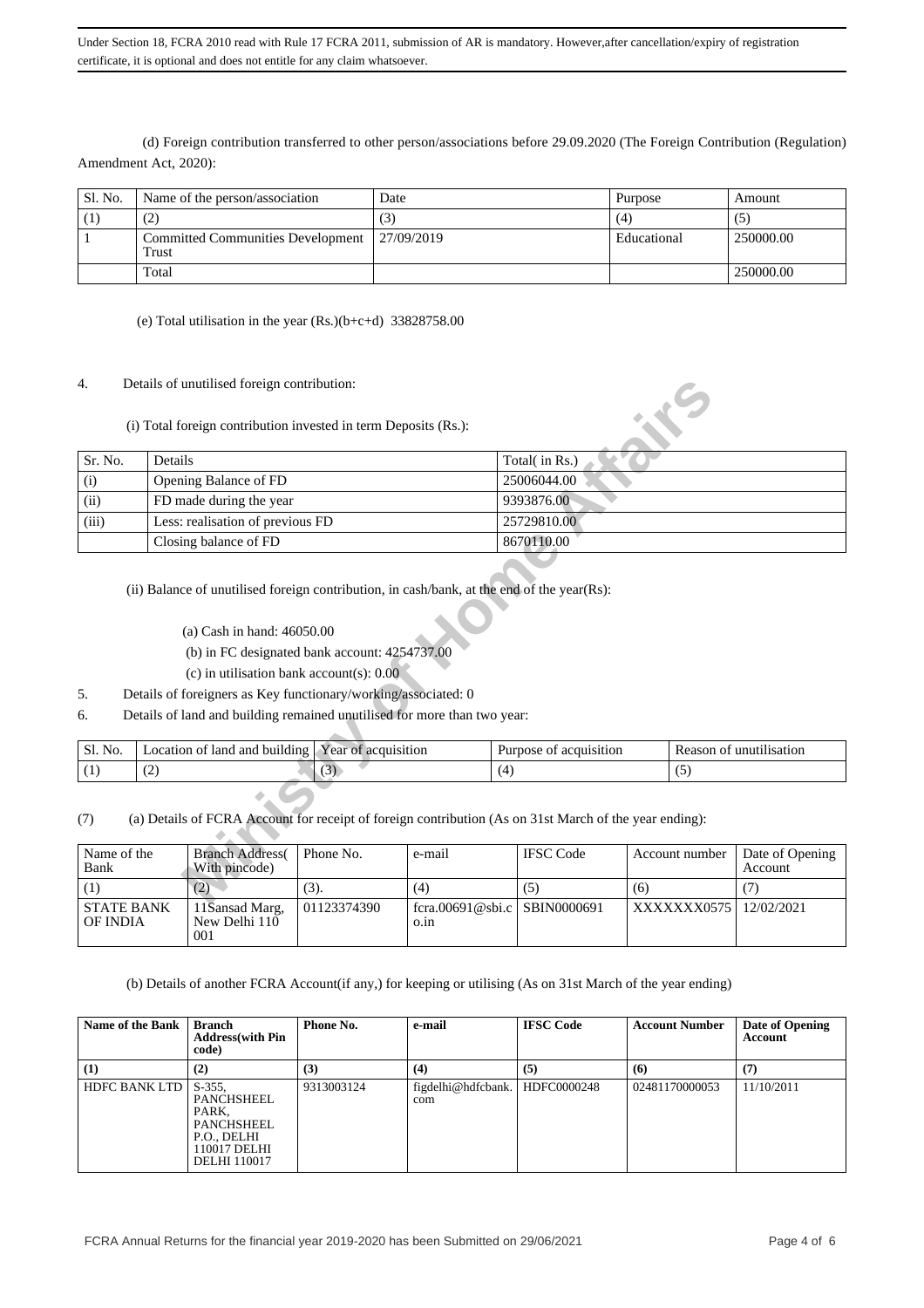Under Section 18, FCRA 2010 read with Rule 17 FCRA 2011, submission of AR is mandatory. However,after cancellation/expiry of registration certificate, it is optional and does not entitle for any claim whatsoever.

(d) Foreign contribution transferred to other person/associations before 29.09.2020 (The Foreign Contribution (Regulation) Amendment Act, 2020):

| Sl. No. | Name of the person/association | Date | Purpose | Amount |
|---|---|---|---|---|
| (1) | (2) | (3) | (4) | (5) |
| 1 | Committed Communities Development Trust | 27/09/2019 | Educational | 250000.00 |
| | Total | | | 250000.00 |

(e) Total utilisation in the year (Rs.)(b+c+d) 33828758.00

4. Details of unutilised foreign contribution:

(i) Total foreign contribution invested in term Deposits (Rs.):

| Sr. No. | Details | Total( in Rs.) |
|---|---|---|
| (i) | Opening Balance of FD | 25006044.00 |
| (ii) | FD made during the year | 9393876.00 |
| (iii) | Less: realisation of previous FD | 25729810.00 |
| | Closing balance of FD | 8670110.00 |

(ii) Balance of unutilised foreign contribution, in cash/bank, at the end of the year(Rs):

(a) Cash in hand: 46050.00

(b) in FC designated bank account: 4254737.00

(c) in utilisation bank account(s): 0.00

5. Details of foreigners as Key functionary/working/associated: 0

6. Details of land and building remained unutilised for more than two year:

| Sl. No. | Location of land and building | Year of acquisition | Purpose of acquisition | Reason of unutilisation |
|---|---|---|---|---|
| (1) | (2) | (3) | (4) | (5) |

(7) (a) Details of FCRA Account for receipt of foreign contribution (As on 31st March of the year ending):

| Name of the Bank | Branch Address( With pincode) | Phone No. | e-mail | IFSC Code | Account number | Date of Opening Account |
|---|---|---|---|---|---|---|
| (1) | (2) | (3). | (4) | (5) | (6) | (7) |
| STATE BANK OF INDIA | 11Sansad Marg, New Delhi 110 001 | 01123374390 | fcra.00691@sbi.co.in | SBIN0000691 | XXXXXXX0575 | 12/02/2021 |

(b) Details of another FCRA Account(if any,) for keeping or utilising (As on 31st March of the year ending)

| Name of the Bank | Branch Address(with Pin code) | Phone No. | e-mail | IFSC Code | Account Number | Date of Opening Account |
|---|---|---|---|---|---|---|
| (1) | (2) | (3) | (4) | (5) | (6) | (7) |
| HDFC BANK LTD | S-355, PANCHSHEEL PARK, PANCHSHEEL P.O., DELHI 110017 DELHI DELHI 110017 | 9313003124 | figdelhi@hdfcbank.com | HDFC0000248 | 02481170000053 | 11/10/2011 |

FCRA Annual Returns for the financial year 2019-2020 has been Submitted on 29/06/2021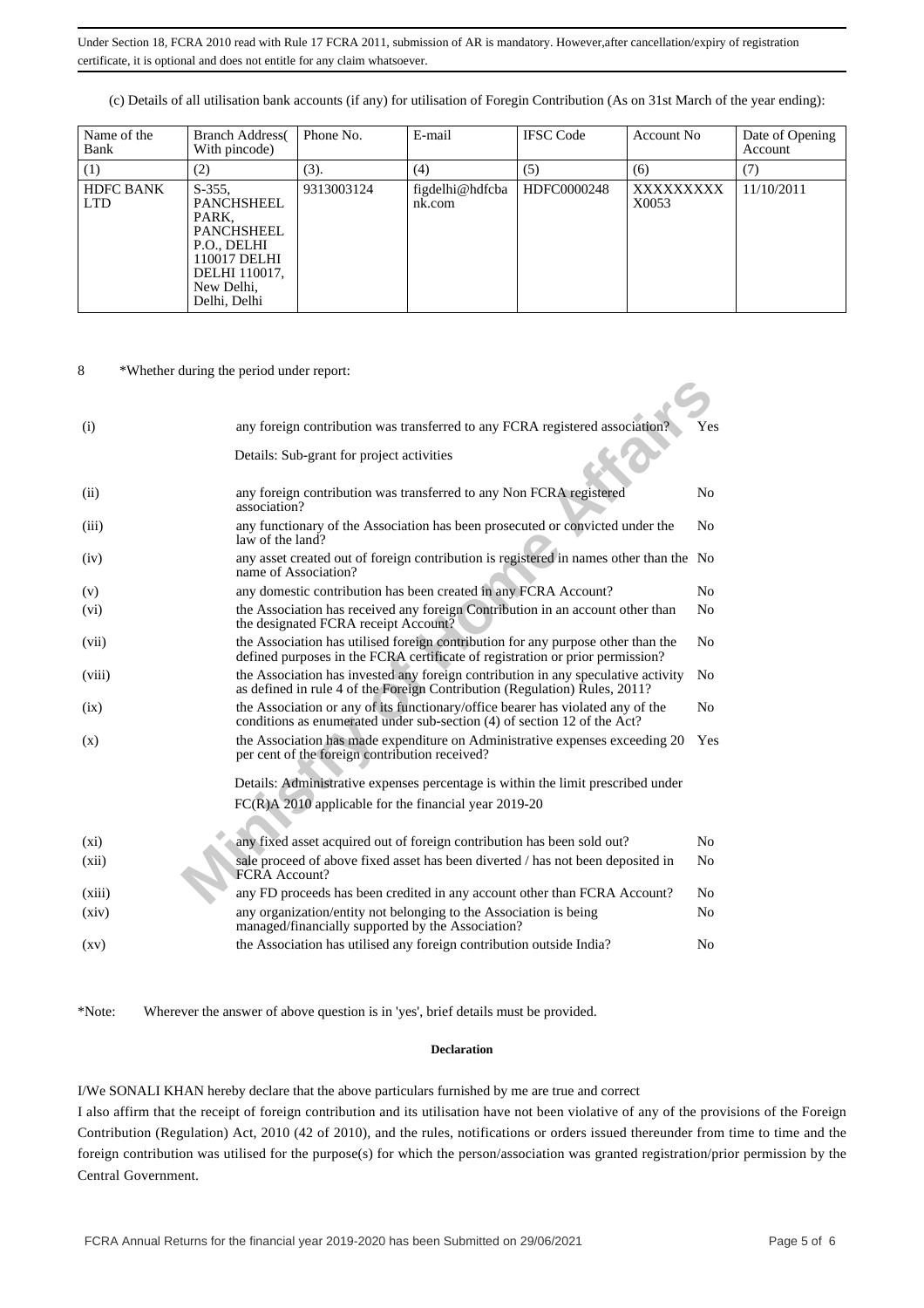Under Section 18, FCRA 2010 read with Rule 17 FCRA 2011, submission of AR is mandatory. However,after cancellation/expiry of registration certificate, it is optional and does not entitle for any claim whatsoever.

(c) Details of all utilisation bank accounts (if any) for utilisation of Foregin Contribution (As on 31st March of the year ending):

| Name of the Bank | Branch Address( With pincode) | Phone No. | E-mail | IFSC Code | Account No | Date of Opening Account |
|---|---|---|---|---|---|---|
| (1) | (2) | (3). | (4) | (5) | (6) | (7) |
| HDFC BANK LTD | S-355, PANCHSHEEL PARK, PANCHSHEEL P.O., DELHI 110017 DELHI DELHI 110017, New Delhi, Delhi, Delhi | 9313003124 | figdelhi@hdfcbank.com | HDFC0000248 | XXXXXXXXX X0053 | 11/10/2011 |

8 *Whether during the period under report:

| | | |
|---|---|---|
| (i) | any foreign contribution was transferred to any FCRA registered association?<br>Details: Sub-grant for project activities | Yes |
| (ii) | any foreign contribution was transferred to any Non FCRA registered association? | No |
| (iii) | any functionary of the Association has been prosecuted or convicted under the law of the land? | No |
| (iv) | any asset created out of foreign contribution is registered in names other than the name of Association? | No |
| (v) | any domestic contribution has been created in any FCRA Account? | No |
| (vi) | the Association has received any foreign Contribution in an account other than the designated FCRA receipt Account? | No |
| (vii) | the Association has utilised foreign contribution for any purpose other than the defined purposes in the FCRA certificate of registration or prior permission? | No |
| (viii) | the Association has invested any foreign contribution in any speculative activity as defined in rule 4 of the Foreign Contribution (Regulation) Rules, 2011? | No |
| (ix) | the Association or any of its functionary/office bearer has violated any of the conditions as enumerated under sub-section (4) of section 12 of the Act? | No |
| (x) | the Association has made expenditure on Administrative expenses exceeding 20 per cent of the foreign contribution received?<br>Details: Administrative expenses percentage is within the limit prescribed under FC(R)A 2010 applicable for the financial year 2019-20 | Yes |
| (xi) | any fixed asset acquired out of foreign contribution has been sold out? | No |
| (xii) | sale proceed of above fixed asset has been diverted / has not been deposited in FCRA Account? | No |
| (xiii) | any FD proceeds has been credited in any account other than FCRA Account? | No |
| (xiv) | any organization/entity not belonging to the Association is being managed/financially supported by the Association? | No |
| (xv) | the Association has utilised any foreign contribution outside India? | No |

*Note: Wherever the answer of above question is in 'yes', brief details must be provided.

**Declaration**

I/We SONALI KHAN hereby declare that the above particulars furnished by me are true and correct

I also affirm that the receipt of foreign contribution and its utilisation have not been violative of any of the provisions of the Foreign Contribution (Regulation) Act, 2010 (42 of 2010), and the rules, notifications or orders issued thereunder from time to time and the foreign contribution was utilised for the purpose(s) for which the person/association was granted registration/prior permission by the Central Government.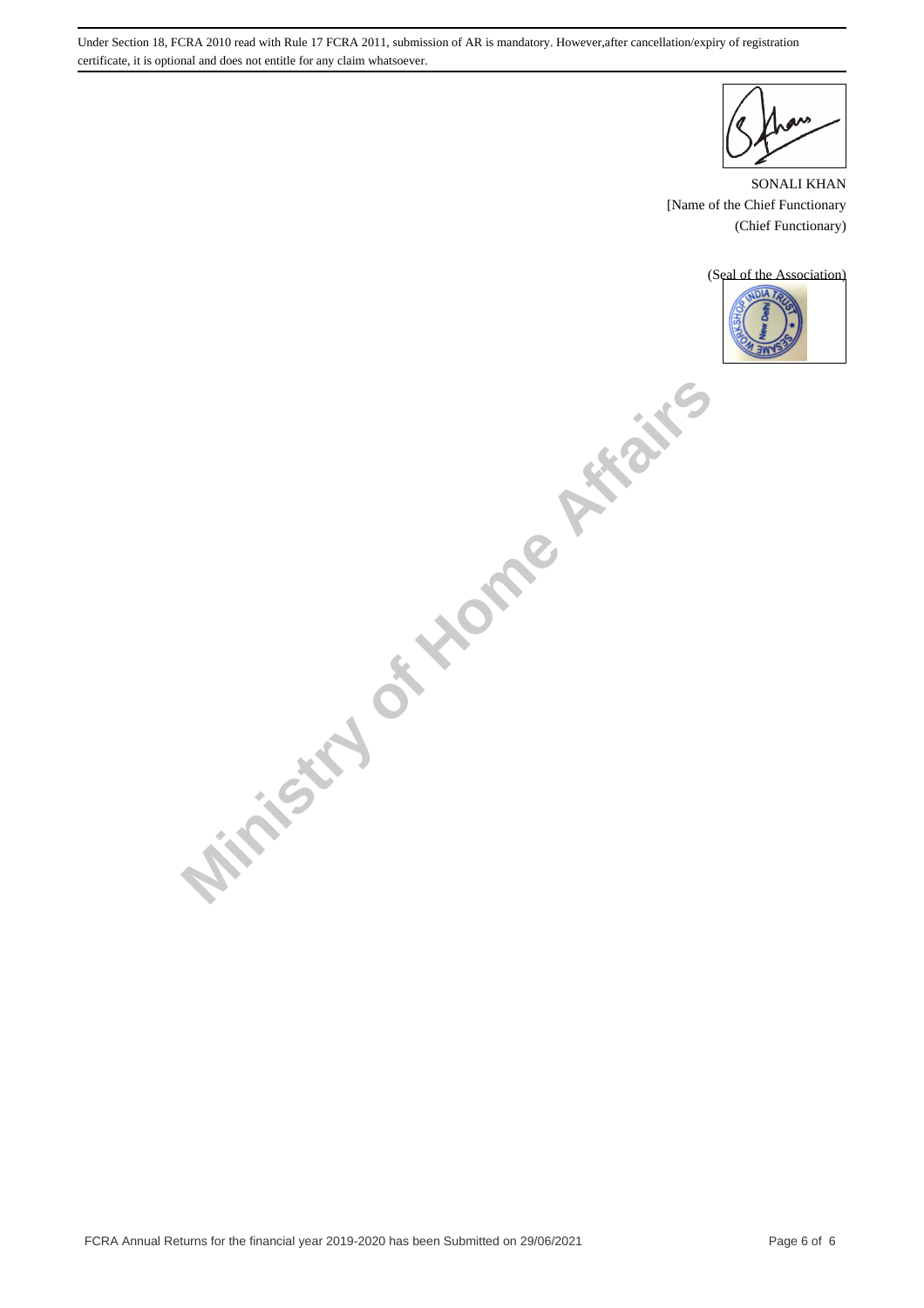Under Section 18, FCRA 2010 read with Rule 17 FCRA 2011, submission of AR is mandatory. However,after cancellation/expiry of registration certificate, it is optional and does not entitle for any claim whatsoever.

SONALI KHAN
[Name of the Chief Functionary
(Chief Functionary)

(Seal of the Association)

FCRA Annual Returns for the financial year 2019-2020 has been Submitted on 29/06/2021